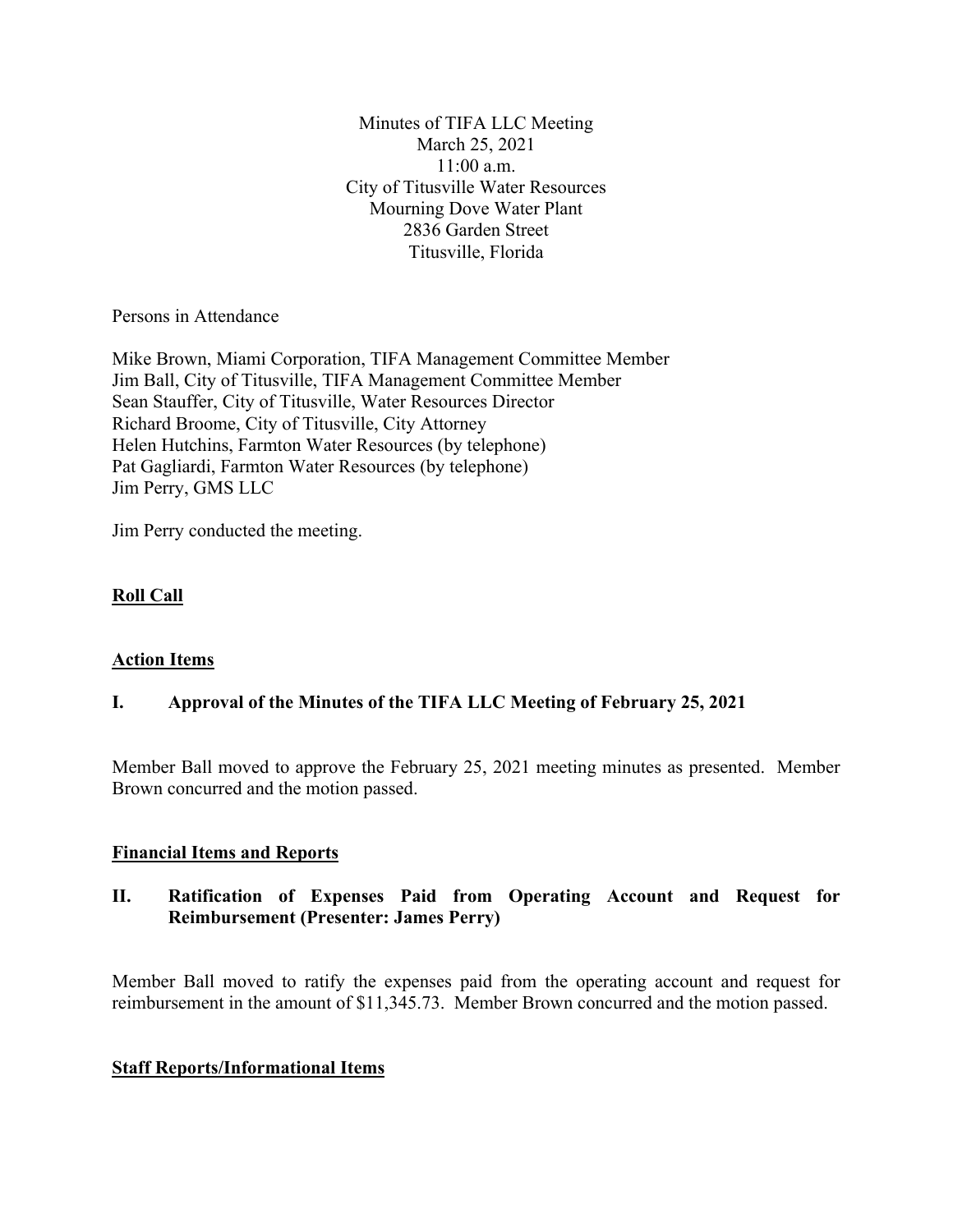Minutes of TIFA LLC Meeting
March 25, 2021
11:00 a.m.
City of Titusville Water Resources
Mourning Dove Water Plant
2836 Garden Street
Titusville, Florida

Persons in Attendance

Mike Brown, Miami Corporation, TIFA Management Committee Member
Jim Ball, City of Titusville, TIFA Management Committee Member
Sean Stauffer, City of Titusville, Water Resources Director
Richard Broome, City of Titusville, City Attorney
Helen Hutchins, Farmton Water Resources (by telephone)
Pat Gagliardi, Farmton Water Resources (by telephone)
Jim Perry, GMS LLC

Jim Perry conducted the meeting.

## Roll Call

## Action Items

### I. Approval of the Minutes of the TIFA LLC Meeting of February 25, 2021

Member Ball moved to approve the February 25, 2021 meeting minutes as presented. Member Brown concurred and the motion passed.

## Financial Items and Reports

### II. Ratification of Expenses Paid from Operating Account and Request for Reimbursement (Presenter: James Perry)

Member Ball moved to ratify the expenses paid from the operating account and request for reimbursement in the amount of $11,345.73. Member Brown concurred and the motion passed.

## Staff Reports/Informational Items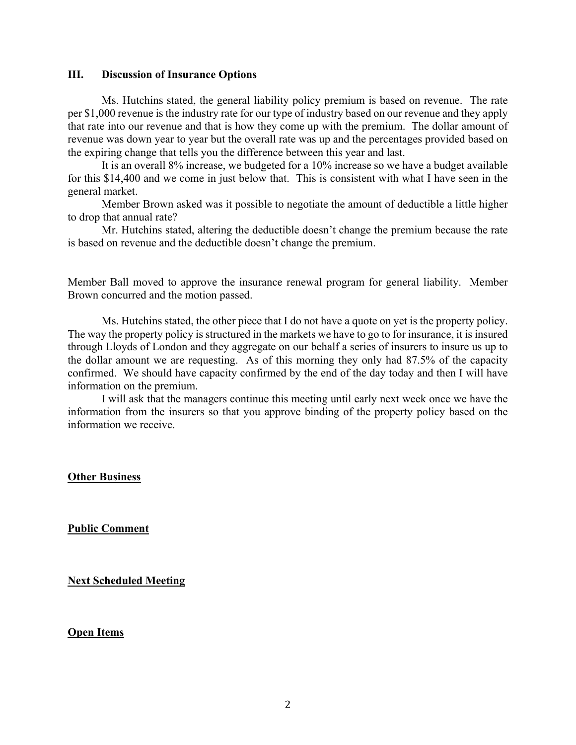### III. Discussion of Insurance Options

Ms. Hutchins stated, the general liability policy premium is based on revenue. The rate per $1,000 revenue is the industry rate for our type of industry based on our revenue and they apply that rate into our revenue and that is how they come up with the premium. The dollar amount of revenue was down year to year but the overall rate was up and the percentages provided based on the expiring change that tells you the difference between this year and last.

It is an overall 8% increase, we budgeted for a 10% increase so we have a budget available for this $14,400 and we come in just below that. This is consistent with what I have seen in the general market.

Member Brown asked was it possible to negotiate the amount of deductible a little higher to drop that annual rate?

Mr. Hutchins stated, altering the deductible doesn't change the premium because the rate is based on revenue and the deductible doesn't change the premium.

Member Ball moved to approve the insurance renewal program for general liability. Member Brown concurred and the motion passed.

Ms. Hutchins stated, the other piece that I do not have a quote on yet is the property policy. The way the property policy is structured in the markets we have to go to for insurance, it is insured through Lloyds of London and they aggregate on our behalf a series of insurers to insure us up to the dollar amount we are requesting. As of this morning they only had 87.5% of the capacity confirmed. We should have capacity confirmed by the end of the day today and then I will have information on the premium.

I will ask that the managers continue this meeting until early next week once we have the information from the insurers so that you approve binding of the property policy based on the information we receive.

**Other Business**

**Public Comment**

**Next Scheduled Meeting**

**Open Items**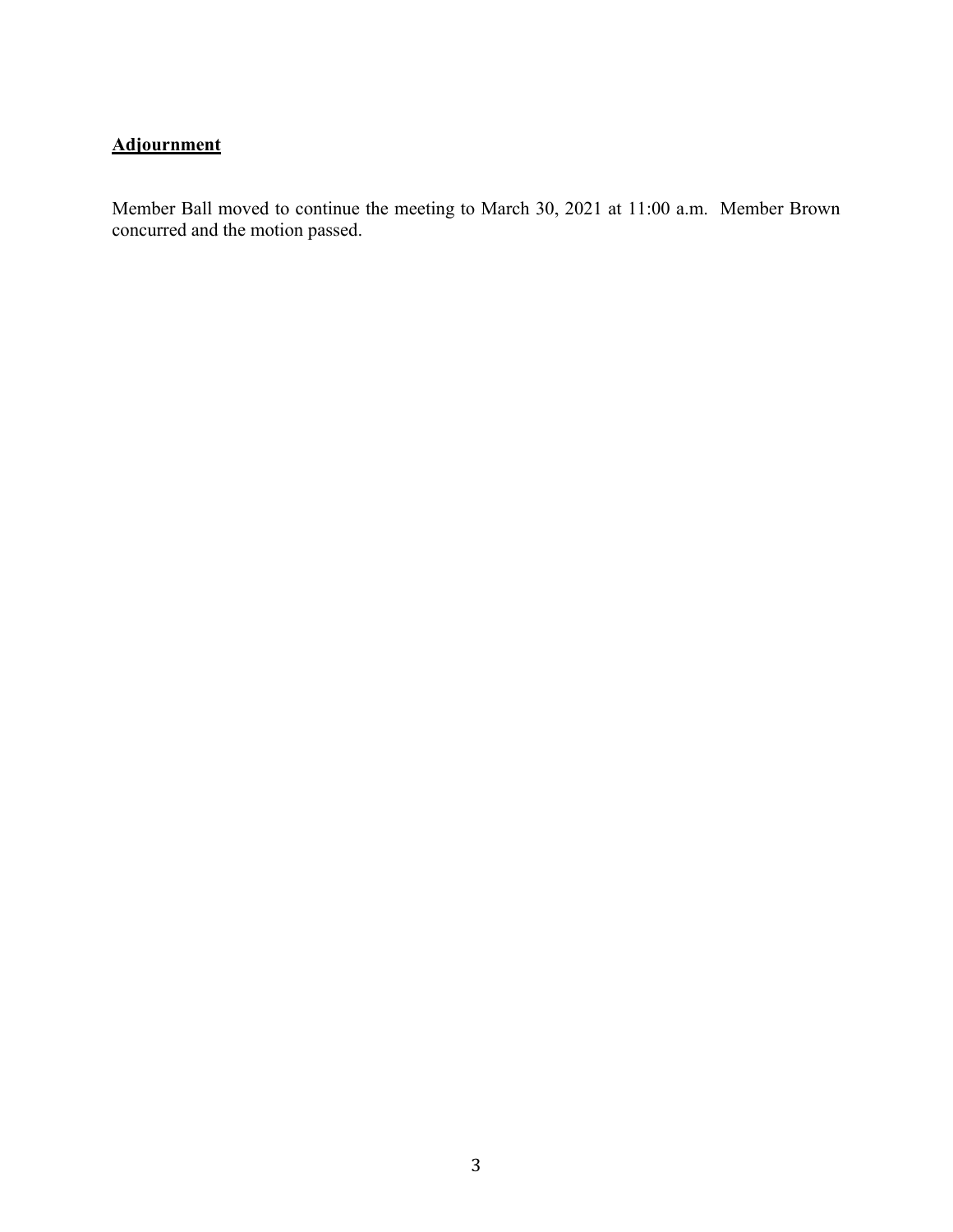**Adjournment**

Member Ball moved to continue the meeting to March 30, 2021 at 11:00 a.m. Member Brown concurred and the motion passed.